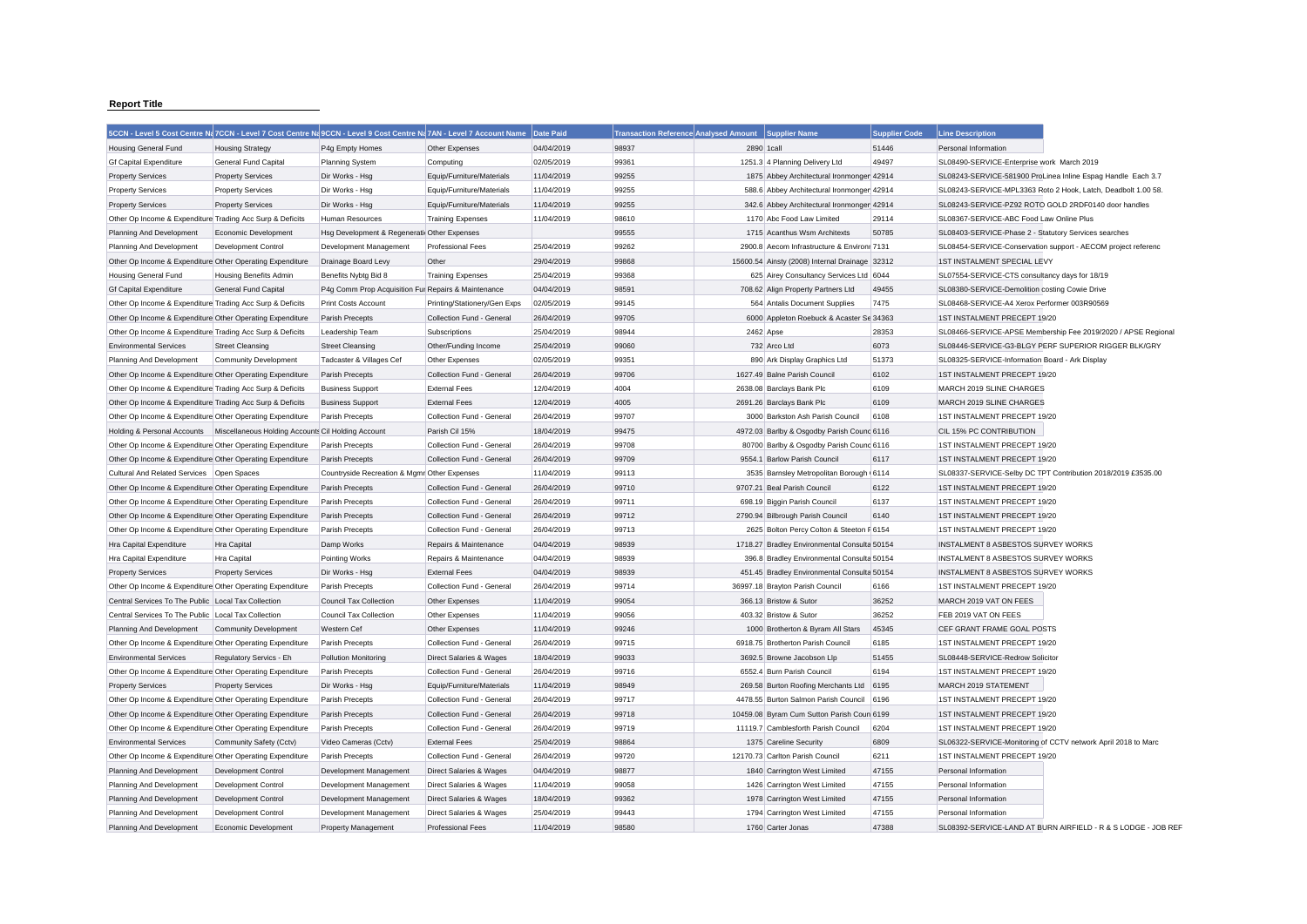**Report Title**

| 5CCN - Level 5 Cost Centre Na | 7CCN - Level 7 Cost Centre Na | 9CCN - Level 9 Cost Centre Na | 7AN - Level 7 Account Name | Date Paid | Transaction Reference | Analysed Amount | Supplier Name | Supplier Code | Line Description |
|---|---|---|---|---|---|---|---|---|---|
| Housing General Fund | Housing Strategy | P4g Empty Homes | Other Expenses | 04/04/2019 | 98937 | 2890 | 1call | 51446 | Personal Information |
| Gf Capital Expenditure | General Fund Capital | Planning System | Computing | 02/05/2019 | 99361 | 1251.3 | 4 Planning Delivery Ltd | 49497 | SL08490-SERVICE-Enterprise work March 2019 |
| Property Services | Property Services | Dir Works - Hsg | Equip/Furniture/Materials | 11/04/2019 | 99255 | 1875 | Abbey Architectural Ironmonger | 42914 | SL08243-SERVICE-581900 ProLinea Inline Espag Handle Each 3.7 |
| Property Services | Property Services | Dir Works - Hsg | Equip/Furniture/Materials | 11/04/2019 | 99255 | 588.6 | Abbey Architectural Ironmonger | 42914 | SL08243-SERVICE-MPL3363 Roto 2 Hook, Latch, Deadbolt 1.00 58. |
| Property Services | Property Services | Dir Works - Hsg | Equip/Furniture/Materials | 11/04/2019 | 99255 | 342.6 | Abbey Architectural Ironmonger | 42914 | SL08243-SERVICE-PZ92 ROTO GOLD 2RDF0140 door handles |
| Other Op Income & Expenditure | Trading Acc Surp & Deficits | Human Resources | Training Expenses | 11/04/2019 | 98610 | 1170 | Abc Food Law Limited | 29114 | SL08367-SERVICE-ABC Food Law Online Plus |
| Planning And Development | Economic Development | Hsg Development & Regenerati | Other Expenses | | 99555 | 1715 | Acanthus Wsm Architexts | 50785 | SL08403-SERVICE-Phase 2 - Statutory Services searches |
| Planning And Development | Development Control | Development Management | Professional Fees | 25/04/2019 | 99262 | 2900.8 | Aecom Infrastructure & Environ | 7131 | SL08454-SERVICE-Conservation support - AECOM project referenc |
| Other Op Income & Expenditure | Other Operating Expenditure | Drainage Board Levy | Other | 29/04/2019 | 99868 | 15600.54 | Ainsty (2008) Internal Drainage | 32312 | 1ST INSTALMENT SPECIAL LEVY |
| Housing General Fund | Housing Benefits Admin | Benefits Nybtg Bid 8 | Training Expenses | 25/04/2019 | 99368 | 625 | Airey Consultancy Services Ltd | 6044 | SL07554-SERVICE-CTS consultancy days for 18/19 |
| Gf Capital Expenditure | General Fund Capital | P4g Comm Prop Acquisition Fu | Repairs & Maintenance | 04/04/2019 | 98591 | 708.62 | Align Property Partners Ltd | 49455 | SL08380-SERVICE-Demolition costing Cowie Drive |
| Other Op Income & Expenditure | Trading Acc Surp & Deficits | Print Costs Account | Printing/Stationery/Gen Exps | 02/05/2019 | 99145 | 564 | Antalis Document Supplies | 7475 | SL08468-SERVICE-A4 Xerox Performer 003R90569 |
| Other Op Income & Expenditure | Other Operating Expenditure | Parish Precepts | Collection Fund - General | 26/04/2019 | 99705 | 6000 | Appleton Roebuck & Acaster Se | 34363 | 1ST INSTALMENT PRECEPT 19/20 |
| Other Op Income & Expenditure | Trading Acc Surp & Deficits | Leadership Team | Subscriptions | 25/04/2019 | 98944 | 2462 | Apse | 28353 | SL08466-SERVICE-APSE Membership Fee 2019/2020 / APSE Regional |
| Environmental Services | Street Cleansing | Street Cleansing | Other/Funding Income | 25/04/2019 | 99060 | 732 | Arco Ltd | 6073 | SL08446-SERVICE-G3-BLGY PERF SUPERIOR RIGGER BLK/GRY |
| Planning And Development | Community Development | Tadcaster & Villages Cef | Other Expenses | 02/05/2019 | 99351 | 890 | Ark Display Graphics Ltd | 51373 | SL08325-SERVICE-Information Board - Ark Display |
| Other Op Income & Expenditure | Other Operating Expenditure | Parish Precepts | Collection Fund - General | 26/04/2019 | 99706 | 1627.49 | Balne Parish Council | 6102 | 1ST INSTALMENT PRECEPT 19/20 |
| Other Op Income & Expenditure | Trading Acc Surp & Deficits | Business Support | External Fees | 12/04/2019 | 4004 | 2638.08 | Barclays Bank Plc | 6109 | MARCH 2019 SLINE CHARGES |
| Other Op Income & Expenditure | Trading Acc Surp & Deficits | Business Support | External Fees | 12/04/2019 | 4005 | 2691.26 | Barclays Bank Plc | 6109 | MARCH 2019 SLINE CHARGES |
| Other Op Income & Expenditure | Other Operating Expenditure | Parish Precepts | Collection Fund - General | 26/04/2019 | 99707 | 3000 | Barkston Ash Parish Council | 6108 | 1ST INSTALMENT PRECEPT 19/20 |
| Holding & Personal Accounts | Miscellaneous Holding Accounts | Cil Holding Account | Parish Cil 15% | 18/04/2019 | 99475 | 4972.03 | Barlby & Osgodby Parish Counc | 6116 | CIL 15% PC CONTRIBUTION |
| Other Op Income & Expenditure | Other Operating Expenditure | Parish Precepts | Collection Fund - General | 26/04/2019 | 99708 | 80700 | Barlby & Osgodby Parish Counc | 6116 | 1ST INSTALMENT PRECEPT 19/20 |
| Other Op Income & Expenditure | Other Operating Expenditure | Parish Precepts | Collection Fund - General | 26/04/2019 | 99709 | 9554.1 | Barlow Parish Council | 6117 | 1ST INSTALMENT PRECEPT 19/20 |
| Cultural And Related Services | Open Spaces | Countryside Recreation & Mgmt | Other Expenses | 11/04/2019 | 99113 | 3535 | Barnsley Metropolitan Borough | 6114 | SL08337-SERVICE-Selby DC TPT Contribution 2018/2019 £3535.00 |
| Other Op Income & Expenditure | Other Operating Expenditure | Parish Precepts | Collection Fund - General | 26/04/2019 | 99710 | 9707.21 | Beal Parish Council | 6122 | 1ST INSTALMENT PRECEPT 19/20 |
| Other Op Income & Expenditure | Other Operating Expenditure | Parish Precepts | Collection Fund - General | 26/04/2019 | 99711 | 698.19 | Biggin Parish Council | 6137 | 1ST INSTALMENT PRECEPT 19/20 |
| Other Op Income & Expenditure | Other Operating Expenditure | Parish Precepts | Collection Fund - General | 26/04/2019 | 99712 | 2790.94 | Bilbrough Parish Council | 6140 | 1ST INSTALMENT PRECEPT 19/20 |
| Other Op Income & Expenditure | Other Operating Expenditure | Parish Precepts | Collection Fund - General | 26/04/2019 | 99713 | 2625 | Bolton Percy Colton & Steeton F | 6154 | 1ST INSTALMENT PRECEPT 19/20 |
| Hra Capital Expenditure | Hra Capital | Damp Works | Repairs & Maintenance | 04/04/2019 | 98939 | 1718.27 | Bradley Environmental Consulta | 50154 | INSTALMENT 8 ASBESTOS SURVEY WORKS |
| Hra Capital Expenditure | Hra Capital | Pointing Works | Repairs & Maintenance | 04/04/2019 | 98939 | 396.8 | Bradley Environmental Consulta | 50154 | INSTALMENT 8 ASBESTOS SURVEY WORKS |
| Property Services | Property Services | Dir Works - Hsg | External Fees | 04/04/2019 | 98939 | 451.45 | Bradley Environmental Consulta | 50154 | INSTALMENT 8 ASBESTOS SURVEY WORKS |
| Other Op Income & Expenditure | Other Operating Expenditure | Parish Precepts | Collection Fund - General | 26/04/2019 | 99714 | 36997.18 | Brayton Parish Council | 6166 | 1ST INSTALMENT PRECEPT 19/20 |
| Central Services To The Public | Local Tax Collection | Council Tax Collection | Other Expenses | 11/04/2019 | 99054 | 366.13 | Bristow & Sutor | 36252 | MARCH 2019 VAT ON FEES |
| Central Services To The Public | Local Tax Collection | Council Tax Collection | Other Expenses | 11/04/2019 | 99056 | 403.32 | Bristow & Sutor | 36252 | FEB 2019 VAT ON FEES |
| Planning And Development | Community Development | Western Cef | Other Expenses | 11/04/2019 | 99246 | 1000 | Brotherton & Byram All Stars | 45345 | CEF GRANT FRAME GOAL POSTS |
| Other Op Income & Expenditure | Other Operating Expenditure | Parish Precepts | Collection Fund - General | 26/04/2019 | 99715 | 6918.75 | Brotherton Parish Council | 6185 | 1ST INSTALMENT PRECEPT 19/20 |
| Environmental Services | Regulatory Servics - Eh | Pollution Monitoring | Direct Salaries & Wages | 18/04/2019 | 99033 | 3692.5 | Browne Jacobson Llp | 51455 | SL08448-SERVICE-Redrow Solicitor |
| Other Op Income & Expenditure | Other Operating Expenditure | Parish Precepts | Collection Fund - General | 26/04/2019 | 99716 | 6552.4 | Burn Parish Council | 6194 | 1ST INSTALMENT PRECEPT 19/20 |
| Property Services | Property Services | Dir Works - Hsg | Equip/Furniture/Materials | 11/04/2019 | 98949 | 269.58 | Burton Roofing Merchants Ltd | 6195 | MARCH 2019 STATEMENT |
| Other Op Income & Expenditure | Other Operating Expenditure | Parish Precepts | Collection Fund - General | 26/04/2019 | 99717 | 4478.55 | Burton Salmon Parish Council | 6196 | 1ST INSTALMENT PRECEPT 19/20 |
| Other Op Income & Expenditure | Other Operating Expenditure | Parish Precepts | Collection Fund - General | 26/04/2019 | 99718 | 10459.08 | Byram Cum Sutton Parish Coun | 6199 | 1ST INSTALMENT PRECEPT 19/20 |
| Other Op Income & Expenditure | Other Operating Expenditure | Parish Precepts | Collection Fund - General | 26/04/2019 | 99719 | 11119.7 | Camblesforth Parish Council | 6204 | 1ST INSTALMENT PRECEPT 19/20 |
| Environmental Services | Community Safety (Cctv) | Video Cameras (Cctv) | External Fees | 25/04/2019 | 98864 | 1375 | Careline Security | 6809 | SL06322-SERVICE-Monitoring of CCTV network April 2018 to Marc |
| Other Op Income & Expenditure | Other Operating Expenditure | Parish Precepts | Collection Fund - General | 26/04/2019 | 99720 | 12170.73 | Carlton Parish Council | 6211 | 1ST INSTALMENT PRECEPT 19/20 |
| Planning And Development | Development Control | Development Management | Direct Salaries & Wages | 04/04/2019 | 98877 | 1840 | Carrington West Limited | 47155 | Personal Information |
| Planning And Development | Development Control | Development Management | Direct Salaries & Wages | 11/04/2019 | 99058 | 1426 | Carrington West Limited | 47155 | Personal Information |
| Planning And Development | Development Control | Development Management | Direct Salaries & Wages | 18/04/2019 | 99362 | 1978 | Carrington West Limited | 47155 | Personal Information |
| Planning And Development | Development Control | Development Management | Direct Salaries & Wages | 25/04/2019 | 99443 | 1794 | Carrington West Limited | 47155 | Personal Information |
| Planning And Development | Economic Development | Property Management | Professional Fees | 11/04/2019 | 98580 | 1760 | Carter Jonas | 47388 | SL08392-SERVICE-LAND AT BURN AIRFIELD - R & S LODGE - JOB REF |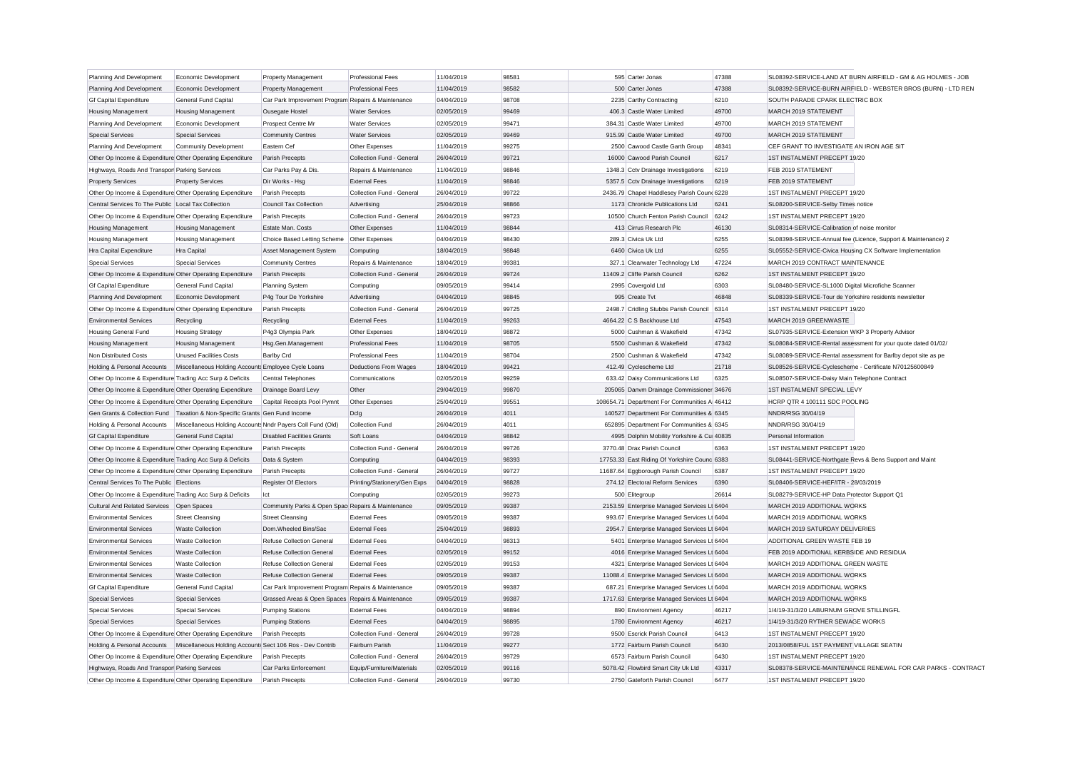| Planning And Development | Economic Development | Property Management | Professional Fees | 11/04/2019 | 98581 | 595 | Carter Jonas | 47388 | SL08392-SERVICE-LAND AT BURN AIRFIELD - GM & AG HOLMES - JOB |
|---|---|---|---|---|---|---|---|---|---|
| Planning And Development | Economic Development | Property Management | Professional Fees | 11/04/2019 | 98582 | 500 | Carter Jonas | 47388 | SL08392-SERVICE-BURN AIRFIELD - WEBSTER BROS (BURN) - LTD REN |
| Gf Capital Expenditure | General Fund Capital | Car Park Improvement Program | Repairs & Maintenance | 04/04/2019 | 98708 | 2235 | Carthy Contracting | 6210 | SOUTH PARADE CPARK ELECTRIC BOX |
| Housing Management | Housing Management | Ousegate Hostel | Water Services | 02/05/2019 | 99469 | 406.3 | Castle Water Limited | 49700 | MARCH 2019 STATEMENT |
| Planning And Development | Economic Development | Prospect Centre Mr | Water Services | 02/05/2019 | 99471 | 384.31 | Castle Water Limited | 49700 | MARCH 2019 STATEMENT |
| Special Services | Special Services | Community Centres | Water Services | 02/05/2019 | 99469 | 915.99 | Castle Water Limited | 49700 | MARCH 2019 STATEMENT |
| Planning And Development | Community Development | Eastern Cef | Other Expenses | 11/04/2019 | 99275 | 2500 | Cawood Castle Garth Group | 48341 | CEF GRANT TO INVESTIGATE AN IRON AGE SIT |
| Other Op Income & Expenditure | Other Operating Expenditure | Parish Precepts | Collection Fund - General | 26/04/2019 | 99721 | 16000 | Cawood Parish Council | 6217 | 1ST INSTALMENT PRECEPT 19/20 |
| Highways, Roads And Transport | Parking Services | Car Parks Pay & Dis. | Repairs & Maintenance | 11/04/2019 | 98846 | 1348.3 | Cctv Drainage Investigations | 6219 | FEB 2019 STATEMENT |
| Property Services | Property Services | Dir Works - Hsg | External Fees | 11/04/2019 | 98846 | 5357.5 | Cctv Drainage Investigations | 6219 | FEB 2019 STATEMENT |
| Other Op Income & Expenditure | Other Operating Expenditure | Parish Precepts | Collection Fund - General | 26/04/2019 | 99722 | 2436.79 | Chapel Haddlesey Parish Council | 6228 | 1ST INSTALMENT PRECEPT 19/20 |
| Central Services To The Public | Local Tax Collection | Council Tax Collection | Advertising | 25/04/2019 | 98866 | 1173 | Chronicle Publications Ltd | 6241 | SL08200-SERVICE-Selby Times notice |
| Other Op Income & Expenditure | Other Operating Expenditure | Parish Precepts | Collection Fund - General | 26/04/2019 | 99723 | 10500 | Church Fenton Parish Council | 6242 | 1ST INSTALMENT PRECEPT 19/20 |
| Housing Management | Housing Management | Estate Man. Costs | Other Expenses | 11/04/2019 | 98844 | 413 | Cirrus Research Plc | 46130 | SL08314-SERVICE-Calibration of noise monitor |
| Housing Management | Housing Management | Choice Based Letting Scheme | Other Expenses | 04/04/2019 | 98430 | 289.3 | Civica Uk Ltd | 6255 | SL08398-SERVICE-Annual fee (Licence, Support & Maintenance) 2 |
| Hra Capital Expenditure | Hra Capital | Asset Management System | Computing | 18/04/2019 | 98848 | 6460 | Civica Uk Ltd | 6255 | SL05552-SERVICE-Civica Housing CX Software Implementation |
| Special Services | Special Services | Community Centres | Repairs & Maintenance | 18/04/2019 | 99381 | 327.1 | Clearwater Technology Ltd | 47224 | MARCH 2019 CONTRACT MAINTENANCE |
| Other Op Income & Expenditure | Other Operating Expenditure | Parish Precepts | Collection Fund - General | 26/04/2019 | 99724 | 11409.2 | Cliffe Parish Council | 6262 | 1ST INSTALMENT PRECEPT 19/20 |
| Gf Capital Expenditure | General Fund Capital | Planning System | Computing | 09/05/2019 | 99414 | 2995 | Covergold Ltd | 6303 | SL08480-SERVICE-SL1000 Digital Microfiche Scanner |
| Planning And Development | Economic Development | P4g Tour De Yorkshire | Advertising | 04/04/2019 | 98845 | 995 | Create Tvt | 46848 | SL08339-SERVICE-Tour de Yorkshire residents newsletter |
| Other Op Income & Expenditure | Other Operating Expenditure | Parish Precepts | Collection Fund - General | 26/04/2019 | 99725 | 2498.7 | Cridling Stubbs Parish Council | 6314 | 1ST INSTALMENT PRECEPT 19/20 |
| Environmental Services | Recycling | Recycling | External Fees | 11/04/2019 | 99263 | 4664.22 | C S Backhouse Ltd | 47543 | MARCH 2019 GREENWASTE |
| Housing General Fund | Housing Strategy | P4g3 Olympia Park | Other Expenses | 18/04/2019 | 98872 | 5000 | Cushman & Wakefield | 47342 | SL07935-SERVICE-Extension WKP 3 Property Advisor |
| Housing Management | Housing Management | Hsg.Gen.Management | Professional Fees | 11/04/2019 | 98705 | 5500 | Cushman & Wakefield | 47342 | SL08084-SERVICE-Rental assessment for your quote dated 01/02/ |
| Non Distributed Costs | Unused Facilities Costs | Barlby Crd | Professional Fees | 11/04/2019 | 98704 | 2500 | Cushman & Wakefield | 47342 | SL08089-SERVICE-Rental assessment for Barlby depot site as pe |
| Holding & Personal Accounts | Miscellaneous Holding Accounts | Employee Cycle Loans | Deductions From Wages | 18/04/2019 | 99421 | 412.49 | Cyclescheme Ltd | 21718 | SL08526-SERVICE-Cyclescheme - Certificate N70125600849 |
| Other Op Income & Expenditure | Trading Acc Surp & Deficits | Central Telephones | Communications | 02/05/2019 | 99259 | 633.42 | Daisy Communications Ltd | 6325 | SL08507-SERVICE-Daisy Main Telephone Contract |
| Other Op Income & Expenditure | Other Operating Expenditure | Drainage Board Levy | Other | 29/04/2019 | 99870 | 205065 | Danvm Drainage Commissioner | 34676 | 1ST INSTALMENT SPECIAL LEVY |
| Other Op Income & Expenditure | Other Operating Expenditure | Capital Receipts Pool Pymnt | Other Expenses | 25/04/2019 | 99551 | 108654.71 | Department For Communities A | 46412 | HCRP QTR 4 100111 SDC POOLING |
| Gen Grants & Collection Fund | Taxation & Non-Specific Grants | Gen Fund Income | Dclg | 26/04/2019 | 4011 | 140527 | Department For Communities & | 6345 | NNDR/RSG 30/04/19 |
| Holding & Personal Accounts | Miscellaneous Holding Accounts | Nndr Payers Coll Fund (Old) | Collection Fund | 26/04/2019 | 4011 | 652895 | Department For Communities & | 6345 | NNDR/RSG 30/04/19 |
| Gf Capital Expenditure | General Fund Capital | Disabled Facilities Grants | Soft Loans | 04/04/2019 | 98842 | 4995 | Dolphin Mobility Yorkshire & Cu | 40835 | Personal Information |
| Other Op Income & Expenditure | Other Operating Expenditure | Parish Precepts | Collection Fund - General | 26/04/2019 | 99726 | 3770.48 | Drax Parish Council | 6363 | 1ST INSTALMENT PRECEPT 19/20 |
| Other Op Income & Expenditure | Trading Acc Surp & Deficits | Data & System | Computing | 04/04/2019 | 98393 | 17753.33 | East Riding Of Yorkshire Counc | 6383 | SL08441-SERVICE-Northgate Revs & Bens Support and Maint |
| Other Op Income & Expenditure | Other Operating Expenditure | Parish Precepts | Collection Fund - General | 26/04/2019 | 99727 | 11687.64 | Eggborough Parish Council | 6387 | 1ST INSTALMENT PRECEPT 19/20 |
| Central Services To The Public | Elections | Register Of Electors | Printing/Stationery/Gen Exps | 04/04/2019 | 98828 | 274.12 | Electoral Reform Services | 6390 | SL08406-SERVICE-HEF/ITR - 28/03/2019 |
| Other Op Income & Expenditure | Trading Acc Surp & Deficits | Ict | Computing | 02/05/2019 | 99273 | 500 | Elitegroup | 26614 | SL08279-SERVICE-HP Data Protector Support Q1 |
| Cultural And Related Services | Open Spaces | Community Parks & Open Spaces | Repairs & Maintenance | 09/05/2019 | 99387 | 2153.59 | Enterprise Managed Services Lt | 6404 | MARCH 2019 ADDITIONAL WORKS |
| Environmental Services | Street Cleansing | Street Cleansing | External Fees | 09/05/2019 | 99387 | 993.67 | Enterprise Managed Services Lt | 6404 | MARCH 2019 ADDITIONAL WORKS |
| Environmental Services | Waste Collection | Dom.Wheeled Bins/Sac | External Fees | 25/04/2019 | 98893 | 2954.7 | Enterprise Managed Services Lt | 6404 | MARCH 2019 SATURDAY DELIVERIES |
| Environmental Services | Waste Collection | Refuse Collection General | External Fees | 04/04/2019 | 98313 | 5401 | Enterprise Managed Services Lt | 6404 | ADDITIONAL GREEN WASTE FEB 19 |
| Environmental Services | Waste Collection | Refuse Collection General | External Fees | 02/05/2019 | 99152 | 4016 | Enterprise Managed Services Lt | 6404 | FEB 2019 ADDITIONAL KERBSIDE AND RESIDUA |
| Environmental Services | Waste Collection | Refuse Collection General | External Fees | 02/05/2019 | 99153 | 4321 | Enterprise Managed Services Lt | 6404 | MARCH 2019 ADDITIONAL GREEN WASTE |
| Environmental Services | Waste Collection | Refuse Collection General | External Fees | 09/05/2019 | 99387 | 11088.4 | Enterprise Managed Services Lt | 6404 | MARCH 2019 ADDITIONAL WORKS |
| Gf Capital Expenditure | General Fund Capital | Car Park Improvement Program | Repairs & Maintenance | 09/05/2019 | 99387 | 687.21 | Enterprise Managed Services Lt | 6404 | MARCH 2019 ADDITIONAL WORKS |
| Special Services | Special Services | Grassed Areas & Open Spaces | Repairs & Maintenance | 09/05/2019 | 99387 | 1717.63 | Enterprise Managed Services Lt | 6404 | MARCH 2019 ADDITIONAL WORKS |
| Special Services | Special Services | Pumping Stations | External Fees | 04/04/2019 | 98894 | 890 | Environment Agency | 46217 | 1/4/19-31/3/20 LABURNUM GROVE STILLINGFL |
| Special Services | Special Services | Pumping Stations | External Fees | 04/04/2019 | 98895 | 1780 | Environment Agency | 46217 | 1/4/19-31/3/20 RYTHER SEWAGE WORKS |
| Other Op Income & Expenditure | Other Operating Expenditure | Parish Precepts | Collection Fund - General | 26/04/2019 | 99728 | 9500 | Escrick Parish Council | 6413 | 1ST INSTALMENT PRECEPT 19/20 |
| Holding & Personal Accounts | Miscellaneous Holding Accounts | Sect 106 Ros - Dev Contrib | Fairburn Parish | 11/04/2019 | 99277 | 1772 | Fairburn Parish Council | 6430 | 2013/0858/FUL 1ST PAYMENT VILLAGE SEATIN |
| Other Op Income & Expenditure | Other Operating Expenditure | Parish Precepts | Collection Fund - General | 26/04/2019 | 99729 | 6573 | Fairburn Parish Council | 6430 | 1ST INSTALMENT PRECEPT 19/20 |
| Highways, Roads And Transport | Parking Services | Car Parks Enforcement | Equip/Furniture/Materials | 02/05/2019 | 99116 | 5078.42 | Flowbird Smart City Uk Ltd | 43317 | SL08378-SERVICE-MAINTENANCE RENEWAL FOR CAR PARKS - CONTRACT |
| Other Op Income & Expenditure | Other Operating Expenditure | Parish Precepts | Collection Fund - General | 26/04/2019 | 99730 | 2750 | Gateforth Parish Council | 6477 | 1ST INSTALMENT PRECEPT 19/20 |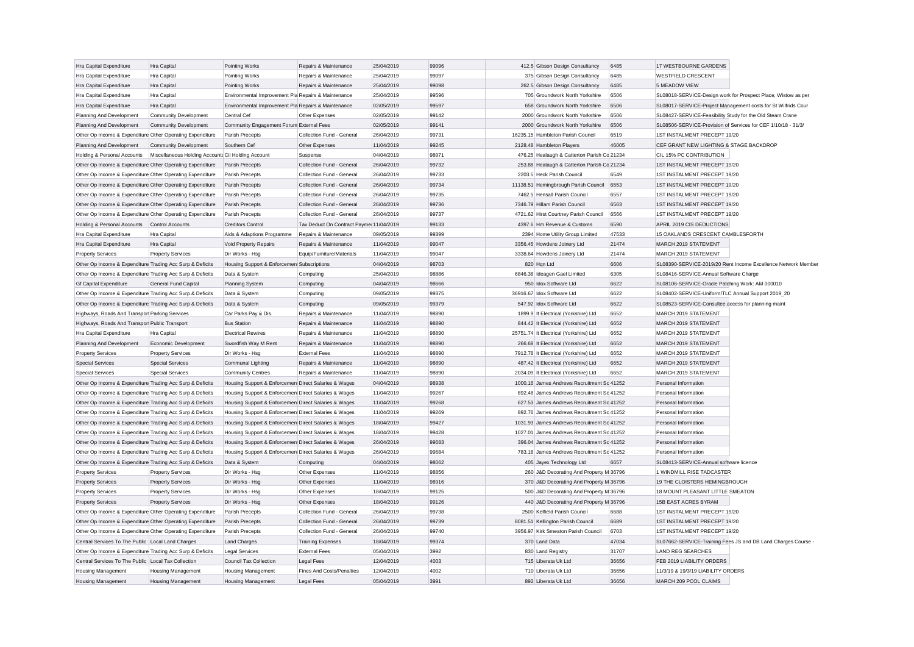| | | | | | | | | | |
|---|---|---|---|---|---|---|---|---|---|
| Hra Capital Expenditure | Hra Capital | Pointing Works | Repairs & Maintenance | 25/04/2019 | 99096 | 412.5 | Gibson Design Consultancy | 6485 | 17 WESTBOURNE GARDENS |
| Hra Capital Expenditure | Hra Capital | Pointing Works | Repairs & Maintenance | 25/04/2019 | 99097 | 375 | Gibson Design Consultancy | 6485 | WESTFIELD CRESCENT |
| Hra Capital Expenditure | Hra Capital | Pointing Works | Repairs & Maintenance | 25/04/2019 | 99098 | 262.5 | Gibson Design Consultancy | 6485 | 5 MEADOW VIEW |
| Hra Capital Expenditure | Hra Capital | Environmental Improvement Pla | Repairs & Maintenance | 25/04/2019 | 99596 | 705 | Groundwork North Yorkshire | 6506 | SL08018-SERVICE-Design work for Prospect Place, Wistow as per |
| Hra Capital Expenditure | Hra Capital | Environmental Improvement Pla | Repairs & Maintenance | 02/05/2019 | 99597 | 658 | Groundwork North Yorkshire | 6506 | SL08017-SERVICE-Project Management costs for St Wilfrids Cour |
| Planning And Development | Community Development | Central Cef | Other Expenses | 02/05/2019 | 99142 | 2000 | Groundwork North Yorkshire | 6506 | SL08427-SERVICE-Feasibility Study for the Old Steam Crane |
| Planning And Development | Community Development | Community Engagement Forum | External Fees | 02/05/2019 | 99141 | 2000 | Groundwork North Yorkshire | 6506 | SL08506-SERVICE-Provision of Services for CEF 1/10/18 - 31/3/ |
| Other Op Income & Expenditure | Other Operating Expenditure | Parish Precepts | Collection Fund - General | 26/04/2019 | 99731 | 16235.15 | Hambleton Parish Council | 6519 | 1ST INSTALMENT PRECEPT 19/20 |
| Planning And Development | Community Development | Southern Cef | Other Expenses | 11/04/2019 | 99245 | 2128.48 | Hambleton Players | 46005 | CEF GRANT NEW LIGHTING & STAGE BACKDROP |
| Holding & Personal Accounts | Miscellaneous Holding Accounts | Cil Holding Account | Suspense | 04/04/2019 | 98971 | 476.25 | Healaugh & Catterton Parish Co | 21234 | CIL 15% PC CONTRIBUTION |
| Other Op Income & Expenditure | Other Operating Expenditure | Parish Precepts | Collection Fund - General | 26/04/2019 | 99732 | 253.88 | Healaugh & Catterton Parish Co | 21234 | 1ST INSTALMENT PRECEPT 19/20 |
| Other Op Income & Expenditure | Other Operating Expenditure | Parish Precepts | Collection Fund - General | 26/04/2019 | 99733 | 2203.5 | Heck Parish Council | 6549 | 1ST INSTALMENT PRECEPT 19/20 |
| Other Op Income & Expenditure | Other Operating Expenditure | Parish Precepts | Collection Fund - General | 26/04/2019 | 99734 | 11138.51 | Hemingbrough Parish Council | 6553 | 1ST INSTALMENT PRECEPT 19/20 |
| Other Op Income & Expenditure | Other Operating Expenditure | Parish Precepts | Collection Fund - General | 26/04/2019 | 99735 | 7462.5 | Hensall Parish Council | 6557 | 1ST INSTALMENT PRECEPT 19/20 |
| Other Op Income & Expenditure | Other Operating Expenditure | Parish Precepts | Collection Fund - General | 26/04/2019 | 99736 | 7346.79 | Hillam Parish Council | 6563 | 1ST INSTALMENT PRECEPT 19/20 |
| Other Op Income & Expenditure | Other Operating Expenditure | Parish Precepts | Collection Fund - General | 26/04/2019 | 99737 | 4721.62 | Hirst Courtney Parish Council | 6566 | 1ST INSTALMENT PRECEPT 19/20 |
| Holding & Personal Accounts | Control Accounts | Creditors Control | Tax Deduct On Contract Payme | 11/04/2019 | 99133 | 4397.6 | Hm Revenue & Customs | 6590 | APRIL 2019 CIS DEDUCTIONS |
| Hra Capital Expenditure | Hra Capital | Aids & Adaptions Programme | Repairs & Maintenance | 09/05/2019 | 99399 | 2394 | Home Utility Group Limited | 47533 | 15 OAKLANDS CRESCENT CAMBLESFORTH |
| Hra Capital Expenditure | Hra Capital | Void Property Repairs | Repairs & Maintenance | 11/04/2019 | 99047 | 3356.45 | Howdens Joinery Ltd | 21474 | MARCH 2019 STATEMENT |
| Property Services | Property Services | Dir Works - Hsg | Equip/Furniture/Materials | 11/04/2019 | 99047 | 3338.64 | Howdens Joinery Ltd | 21474 | MARCH 2019 STATEMENT |
| Other Op Income & Expenditure | Trading Acc Surp & Deficits | Housing Support & Enforcement | Subscriptions | 04/04/2019 | 98703 | 820 | Hqn Ltd | 6606 | SL08390-SERVICE-2019/20 Rent Income Excellence Network Member |
| Other Op Income & Expenditure | Trading Acc Surp & Deficits | Data & System | Computing | 25/04/2019 | 98886 | 6846.38 | Ideagen Gael Limited | 6305 | SL08416-SERVICE-Annual Software Charge |
| Gf Capital Expenditure | General Fund Capital | Planning System | Computing | 04/04/2019 | 98666 | 950 | Idox Software Ltd | 6622 | SL08106-SERVICE-Oracle Patching Work: AM 000010 |
| Other Op Income & Expenditure | Trading Acc Surp & Deficits | Data & System | Computing | 09/05/2019 | 99375 | 36916.67 | Idox Software Ltd | 6622 | SL08402-SERVICE-Uniform/TLC Annual Support 2019_20 |
| Other Op Income & Expenditure | Trading Acc Surp & Deficits | Data & System | Computing | 09/05/2019 | 99379 | 547.92 | Idox Software Ltd | 6622 | SL08523-SERVICE-Consultee access for planning maint |
| Highways, Roads And Transport | Parking Services | Car Parks Pay & Dis. | Repairs & Maintenance | 11/04/2019 | 98890 | 1899.9 | It Electrical (Yorkshire) Ltd | 6652 | MARCH 2019 STATEMENT |
| Highways, Roads And Transport | Public Transport | Bus Station | Repairs & Maintenance | 11/04/2019 | 98890 | 844.42 | It Electrical (Yorkshire) Ltd | 6652 | MARCH 2019 STATEMENT |
| Hra Capital Expenditure | Hra Capital | Electrical Rewires | Repairs & Maintenance | 11/04/2019 | 98890 | 25751.74 | It Electrical (Yorkshire) Ltd | 6652 | MARCH 2019 STATEMENT |
| Planning And Development | Economic Development | Swordfish Way M Rent | Repairs & Maintenance | 11/04/2019 | 98890 | 266.68 | It Electrical (Yorkshire) Ltd | 6652 | MARCH 2019 STATEMENT |
| Property Services | Property Services | Dir Works - Hsg | External Fees | 11/04/2019 | 98890 | 7912.78 | It Electrical (Yorkshire) Ltd | 6652 | MARCH 2019 STATEMENT |
| Special Services | Special Services | Communal Lighting | Repairs & Maintenance | 11/04/2019 | 98890 | 487.42 | It Electrical (Yorkshire) Ltd | 6652 | MARCH 2019 STATEMENT |
| Special Services | Special Services | Community Centres | Repairs & Maintenance | 11/04/2019 | 98890 | 2034.09 | It Electrical (Yorkshire) Ltd | 6652 | MARCH 2019 STATEMENT |
| Other Op Income & Expenditure | Trading Acc Surp & Deficits | Housing Support & Enforcement | Direct Salaries & Wages | 04/04/2019 | 98938 | 1000.16 | James Andrews Recruitment Sc | 41252 | Personal Information |
| Other Op Income & Expenditure | Trading Acc Surp & Deficits | Housing Support & Enforcement | Direct Salaries & Wages | 11/04/2019 | 99267 | 892.48 | James Andrews Recruitment Sc | 41252 | Personal Information |
| Other Op Income & Expenditure | Trading Acc Surp & Deficits | Housing Support & Enforcement | Direct Salaries & Wages | 11/04/2019 | 99268 | 627.53 | James Andrews Recruitment Sc | 41252 | Personal Information |
| Other Op Income & Expenditure | Trading Acc Surp & Deficits | Housing Support & Enforcement | Direct Salaries & Wages | 11/04/2019 | 99269 | 892.76 | James Andrews Recruitment Sc | 41252 | Personal Information |
| Other Op Income & Expenditure | Trading Acc Surp & Deficits | Housing Support & Enforcement | Direct Salaries & Wages | 18/04/2019 | 99427 | 1031.93 | James Andrews Recruitment Sc | 41252 | Personal Information |
| Other Op Income & Expenditure | Trading Acc Surp & Deficits | Housing Support & Enforcement | Direct Salaries & Wages | 18/04/2019 | 99428 | 1027.01 | James Andrews Recruitment Sc | 41252 | Personal Information |
| Other Op Income & Expenditure | Trading Acc Surp & Deficits | Housing Support & Enforcement | Direct Salaries & Wages | 26/04/2019 | 99683 | 396.04 | James Andrews Recruitment Sc | 41252 | Personal Information |
| Other Op Income & Expenditure | Trading Acc Surp & Deficits | Housing Support & Enforcement | Direct Salaries & Wages | 26/04/2019 | 99684 | 783.18 | James Andrews Recruitment Sc | 41252 | Personal Information |
| Other Op Income & Expenditure | Trading Acc Surp & Deficits | Data & System | Computing | 04/04/2019 | 98062 | 405 | Jayex Technology Ltd | 6657 | SL08413-SERVICE-Annual software licence |
| Property Services | Property Services | Dir Works - Hsg | Other Expenses | 11/04/2019 | 98856 | 260 | J&D Decorating And Property M | 36796 | 1 WINDMILL RISE TADCASTER |
| Property Services | Property Services | Dir Works - Hsg | Other Expenses | 11/04/2019 | 98916 | 370 | J&D Decorating And Property M | 36796 | 19 THE CLOISTERS HEMINGBROUGH |
| Property Services | Property Services | Dir Works - Hsg | Other Expenses | 18/04/2019 | 99125 | 500 | J&D Decorating And Property M | 36796 | 18 MOUNT PLEASANT LITTLE SMEATON |
| Property Services | Property Services | Dir Works - Hsg | Other Expenses | 18/04/2019 | 99126 | 440 | J&D Decorating And Property M | 36796 | 15B EAST ACRES BYRAM |
| Other Op Income & Expenditure | Other Operating Expenditure | Parish Precepts | Collection Fund - General | 26/04/2019 | 99738 | 2500 | Kelfield Parish Council | 6688 | 1ST INSTALMENT PRECEPT 19/20 |
| Other Op Income & Expenditure | Other Operating Expenditure | Parish Precepts | Collection Fund - General | 26/04/2019 | 99739 | 8081.51 | Kellington Parish Council | 6689 | 1ST INSTALMENT PRECEPT 19/20 |
| Other Op Income & Expenditure | Other Operating Expenditure | Parish Precepts | Collection Fund - General | 26/04/2019 | 99740 | 3956.97 | Kirk Smeaton Parish Council | 6703 | 1ST INSTALMENT PRECEPT 19/20 |
| Central Services To The Public | Local Land Charges | Land Charges | Training Expenses | 18/04/2019 | 99374 | 370 | Land Data | 47034 | SL07662-SERVICE-Training Fees JS and DB Land Charges Course - |
| Other Op Income & Expenditure | Trading Acc Surp & Deficits | Legal Services | External Fees | 05/04/2019 | 3992 | 830 | Land Registry | 31707 | LAND REG SEARCHES |
| Central Services To The Public | Local Tax Collection | Council Tax Collection | Legal Fees | 12/04/2019 | 4003 | 715 | Liberata Uk Ltd | 36656 | FEB 2019 LIABILITY ORDERS |
| Housing Management | Housing Management | Housing Management | Fines And Costs/Penalties | 12/04/2019 | 4002 | 710 | Liberata Uk Ltd | 36656 | 11/3/19 & 19/3/19 LIABILITY ORDERS |
| Housing Management | Housing Management | Housing Management | Legal Fees | 05/04/2019 | 3991 | 892 | Liberata Uk Ltd | 36656 | MARCH 209 PCOL CLAIMS |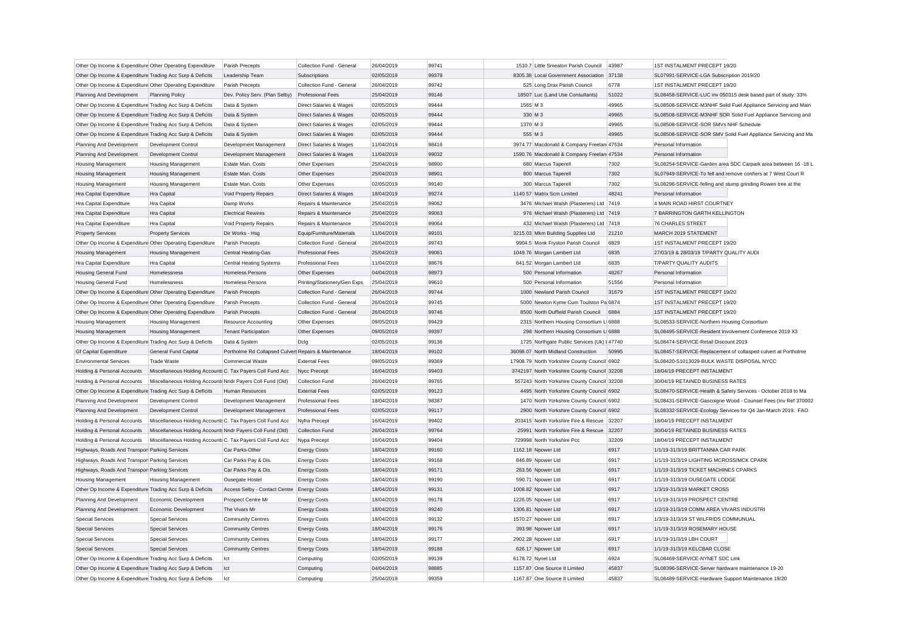| | | | | | | | | | |
|---|---|---|---|---|---|---|---|---|---|
| Other Op Income & Expenditure | Other Operating Expenditure | Parish Precepts | Collection Fund - General | 26/04/2019 | 99741 | 1510.7 | Little Smeaton Parish Council | 43987 | 1ST INSTALMENT PRECEPT 19/20 |
| Other Op Income & Expenditure | Trading Acc Surp & Deficits | Leadership Team | Subscriptions | 02/05/2019 | 99378 | 8305.38 | Local Government Association | 37138 | SL07991-SERVICE-LGA Subscription 2019/20 |
| Other Op Income & Expenditure | Other Operating Expenditure | Parish Precepts | Collection Fund - General | 26/04/2019 | 99742 | 525 | Long Drax Parish Council | 6778 | 1ST INSTALMENT PRECEPT 19/20 |
| Planning And Development | Planning Policy | Dev. Policy Serv. (Plan Selby) | Professional Fees | 25/04/2019 | 99146 | 18507 | Luc (Land Use Consultants) | 51022 | SL08458-SERVICE-LUC inv 050315 desk based part of study: 33% |
| Other Op Income & Expenditure | Trading Acc Surp & Deficits | Data & System | Direct Salaries & Wages | 02/05/2019 | 99444 | 1565 | M 3 | 49965 | SL08508-SERVICE-M3NHF Solid Fuel Appliance Servicing and Main |
| Other Op Income & Expenditure | Trading Acc Surp & Deficits | Data & System | Direct Salaries & Wages | 02/05/2019 | 99444 | 330 | M 3 | 49965 | SL08508-SERVICE-M3NHF SOR Solid Fuel Appliance Servicing and |
| Other Op Income & Expenditure | Trading Acc Surp & Deficits | Data & System | Direct Salaries & Wages | 02/05/2019 | 99444 | 1370 | M 3 | 49965 | SL08508-SERVICE-SOR SMVs NHF Schedule |
| Other Op Income & Expenditure | Trading Acc Surp & Deficits | Data & System | Direct Salaries & Wages | 02/05/2019 | 99444 | 555 | M 3 | 49965 | SL08508-SERVICE-SOR SMV Solid Fuel Appliance Servicing and Ma |
| Planning And Development | Development Control | Development Management | Direct Salaries & Wages | 11/04/2019 | 98416 | 3974.77 | Macdonald & Company Freelan | 47534 | Personal Information |
| Planning And Development | Development Control | Development Management | Direct Salaries & Wages | 11/04/2019 | 99032 | 1590.76 | Macdonald & Company Freelan | 47534 | Personal Information |
| Housing Management | Housing Management | Estate Man. Costs | Other Expenses | 25/04/2019 | 98900 | 680 | Marcus Taperell | 7302 | SL08254-SERVICE-Garden area SDC Carpark area between 16 -18 L |
| Housing Management | Housing Management | Estate Man. Costs | Other Expenses | 25/04/2019 | 98901 | 800 | Marcus Taperell | 7302 | SL07949-SERVICE-To fell and remove confiers at 7 West Court R |
| Housing Management | Housing Management | Estate Man. Costs | Other Expenses | 02/05/2019 | 99140 | 300 | Marcus Taperell | 7302 | SL08296-SERVICE-felling and stump grinding Rowen tree at the |
| Hra Capital Expenditure | Hra Capital | Void Property Repairs | Direct Salaries & Wages | 18/04/2019 | 99274 | 1140.57 | Matrix Scm Limited | 48241 | Personal Information |
| Hra Capital Expenditure | Hra Capital | Damp Works | Repairs & Maintenance | 25/04/2019 | 99062 | 3476 | Michael Walsh (Plasterers) Ltd | 7419 | 4 MAIN ROAD HIRST COURTNEY |
| Hra Capital Expenditure | Hra Capital | Electrical Rewires | Repairs & Maintenance | 25/04/2019 | 99063 | 976 | Michael Walsh (Plasterers) Ltd | 7419 | 7 BARRINGTON GARTH KELLINGTON |
| Hra Capital Expenditure | Hra Capital | Void Property Repairs | Repairs & Maintenance | 25/04/2019 | 99064 | 432 | Michael Walsh (Plasterers) Ltd | 7419 | 76 CHARLES STREET |
| Property Services | Property Services | Dir Works - Hsg | Equip/Furniture/Materials | 11/04/2019 | 99101 | 3215.03 | Mkm Building Supplies Ltd | 21210 | MARCH 2019 STATEMENT |
| Other Op Income & Expenditure | Other Operating Expenditure | Parish Precepts | Collection Fund - General | 26/04/2019 | 99743 | 9904.5 | Monk Fryston Parish Council | 6829 | 1ST INSTALMENT PRECEPT 19/20 |
| Housing Management | Housing Management | Central Heating-Gas | Professional Fees | 25/04/2019 | 99061 | 1049.76 | Morgan Lambert Ltd | 6835 | 27/03/19 & 28/03/19 T/PARTY QUALITY AUDI |
| Hra Capital Expenditure | Hra Capital | Central Heating Systems | Professional Fees | 11/04/2019 | 98676 | 641.52 | Morgan Lambert Ltd | 6835 | T/PARTY QUALITY AUDITS |
| Housing General Fund | Homelessness | Homeless Persons | Other Expenses | 04/04/2019 | 98973 | 500 | Personal Information | 48267 | Personal Information |
| Housing General Fund | Homelessness | Homeless Persons | Printing/Stationery/Gen Exps | 25/04/2019 | 99610 | 500 | Personal Information | 51556 | Personal Information |
| Other Op Income & Expenditure | Other Operating Expenditure | Parish Precepts | Collection Fund - General | 26/04/2019 | 99744 | 1000 | Newland Parish Council | 31679 | 1ST INSTALMENT PRECEPT 19/20 |
| Other Op Income & Expenditure | Other Operating Expenditure | Parish Precepts | Collection Fund - General | 26/04/2019 | 99745 | 5000 | Newton Kyme Cum Toulston Pa | 6874 | 1ST INSTALMENT PRECEPT 19/20 |
| Other Op Income & Expenditure | Other Operating Expenditure | Parish Precepts | Collection Fund - General | 26/04/2019 | 99746 | 8500 | North Duffield Parish Council | 6884 | 1ST INSTALMENT PRECEPT 19/20 |
| Housing Management | Housing Management | Resource Accounting | Other Expenses | 09/05/2019 | 99429 | 2315 | Northern Housing Consortium L | 6888 | SL08533-SERVICE-Northern Housing Consortium |
| Housing Management | Housing Management | Tenant Participation | Other Expenses | 09/05/2019 | 99397 | 298 | Northern Housing Consortium L | 6888 | SL08495-SERVICE-Resident Involvement Conference 2019 X3 |
| Other Op Income & Expenditure | Trading Acc Surp & Deficits | Data & System | Dclg | 02/05/2019 | 99136 | 1725 | Northgate Public Services (Uk) L | 47740 | SL08474-SERVICE-Retail Discount 2019 |
| Gf Capital Expenditure | General Fund Capital | Portholme Rd Collapsed Culvert | Repairs & Maintenance | 18/04/2019 | 99102 | 36098.07 | North Midland Construction | 50995 | SL08457-SERVICE-Replacement of collasped culvert at Portholme |
| Environmental Services | Trade Waste | Commercial Waste | External Fees | 09/05/2019 | 99369 | 17908.79 | North Yorkshire County Council | 6902 | SL08420-S1013029-BULK WASTE DISPOSAL NYCC |
| Holding & Personal Accounts | Miscellaneous Holding Accounts | C. Tax Payers Coll Fund Acc | Nycc Precept | 16/04/2019 | 99403 | 3742197 | North Yorkshire County Council | 32208 | 18/04/19 PRECEPT INSTALMENT |
| Holding & Personal Accounts | Miscellaneous Holding Accounts | Nndr Payers Coll Fund (Old) | Collection Fund | 26/04/2019 | 99765 | 557243 | North Yorkshire County Council | 32208 | 30/04/19 RETAINED BUSINESS RATES |
| Other Op Income & Expenditure | Trading Acc Surp & Deficits | Human Resources | External Fees | 02/05/2019 | 99123 | 4495 | North Yorkshire County Council | 6902 | SL08470-SERVICE-Health & Safety Services - October 2018 to Ma |
| Planning And Development | Development Control | Development Management | Professional Fees | 18/04/2019 | 98387 | 1470 | North Yorkshire County Council | 6902 | SL08431-SERVICE-Gascoigne Wood - Counsel Fees (Inv Ref 370002 |
| Planning And Development | Development Control | Development Management | Professional Fees | 02/05/2019 | 99117 | 2900 | North Yorkshire County Council | 6902 | SL08332-SERVICE-Ecology Services for Q4 Jan-March 2019. FAO |
| Holding & Personal Accounts | Miscellaneous Holding Accounts | C. Tax Payers Coll Fund Acc | Nyfra Precept | 16/04/2019 | 99402 | 203415 | North Yorkshire Fire & Rescue | 32207 | 18/04/19 PRECEPT INSTALMENT |
| Holding & Personal Accounts | Miscellaneous Holding Accounts | Nndr Payers Coll Fund (Old) | Collection Fund | 26/04/2019 | 99764 | 25991 | North Yorkshire Fire & Rescue | 32207 | 30/04/19 RETAINED BUSINESS RATES |
| Holding & Personal Accounts | Miscellaneous Holding Accounts | C. Tax Payers Coll Fund Acc | Nypa Precept | 16/04/2019 | 99404 | 729998 | North Yorkshire Pcc | 32209 | 18/04/19 PRECEPT INSTALMENT |
| Highways, Roads And Transport | Parking Services | Car Parks-Other | Energy Costs | 18/04/2019 | 99160 | 1162.18 | Npower Ltd | 6917 | 1/1/19-31/3/19 BRITTANNIA CAR PARK |
| Highways, Roads And Transport | Parking Services | Car Parks Pay & Dis. | Energy Costs | 18/04/2019 | 99168 | 846.89 | Npower Ltd | 6917 | 1/1/19-31/3/19 LIGHTING MCROSS/MCK CPARK |
| Highways, Roads And Transport | Parking Services | Car Parks Pay & Dis. | Energy Costs | 18/04/2019 | 99171 | 283.56 | Npower Ltd | 6917 | 1/1/19-31/3/19 TICKET MACHINES CPARKS |
| Housing Management | Housing Management | Ousegate Hostel | Energy Costs | 18/04/2019 | 99190 | 590.71 | Npower Ltd | 6917 | 1/1/19-31/3/19 OUSEGATE LODGE |
| Other Op Income & Expenditure | Trading Acc Surp & Deficits | Access Selby - Contact Centre | Energy Costs | 18/04/2019 | 99131 | 1008.82 | Npower Ltd | 6917 | 1/3/19-31/3/19 MARKET CROSS |
| Planning And Development | Economic Development | Prospect Centre Mr | Energy Costs | 18/04/2019 | 99178 | 1226.05 | Npower Ltd | 6917 | 1/1/19-31/3/19 PROSPECT CENTRE |
| Planning And Development | Economic Development | The Vivars Mr | Energy Costs | 18/04/2019 | 99240 | 1306.81 | Npower Ltd | 6917 | 1/2/19-31/3/19 COMM AREA VIVARS INDUSTRI |
| Special Services | Special Services | Community Centres | Energy Costs | 18/04/2019 | 99132 | 1570.27 | Npower Ltd | 6917 | 1/3/19-31/3/19 ST WILFRIDS COMMUNUAL |
| Special Services | Special Services | Community Centres | Energy Costs | 18/04/2019 | 99176 | 393.98 | Npower Ltd | 6917 | 1/1/19-31/3/19 ROSEMARY HOUSE |
| Special Services | Special Services | Community Centres | Energy Costs | 18/04/2019 | 99177 | 2902.28 | Npower Ltd | 6917 | 1/1/19-31/3/19 LBH COURT |
| Special Services | Special Services | Community Centres | Energy Costs | 18/04/2019 | 99188 | 626.17 | Npower Ltd | 6917 | 1/1/19-31/3/19 KELCBAR CLOSE |
| Other Op Income & Expenditure | Trading Acc Surp & Deficits | Ict | Computing | 02/05/2019 | 99139 | 6178.72 | Nynet Ltd | 6924 | SL08469-SERVICE-NYNET SDC Link |
| Other Op Income & Expenditure | Trading Acc Surp & Deficits | Ict | Computing | 04/04/2019 | 98885 | 1157.87 | One Source It Limited | 45837 | SL08396-SERVICE-Server hardware maintenance 19-20 |
| Other Op Income & Expenditure | Trading Acc Surp & Deficits | Ict | Computing | 25/04/2019 | 99359 | 1167.87 | One Source It Limited | 45837 | SL08489-SERVICE-Hardware Support Maintenance 19/20 |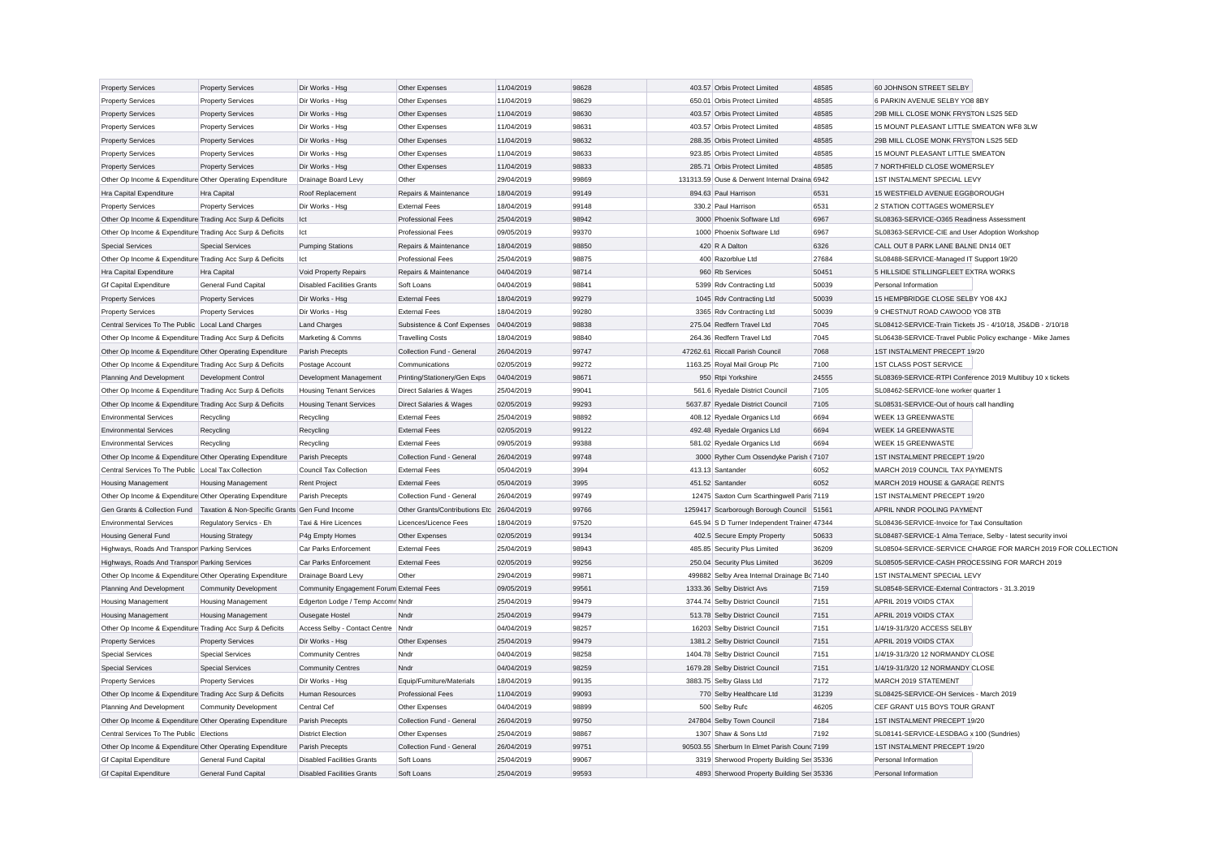| | | | | | | | | | |
|---|---|---|---|---|---|---|---|---|---|
| Property Services | Property Services | Dir Works - Hsg | Other Expenses | 11/04/2019 | 98628 | 403.57 | Orbis Protect Limited | 48585 | 60 JOHNSON STREET SELBY |
| Property Services | Property Services | Dir Works - Hsg | Other Expenses | 11/04/2019 | 98629 | 650.01 | Orbis Protect Limited | 48585 | 6 PARKIN AVENUE SELBY YO8 8BY |
| Property Services | Property Services | Dir Works - Hsg | Other Expenses | 11/04/2019 | 98630 | 403.57 | Orbis Protect Limited | 48585 | 29B MILL CLOSE MONK FRYSTON LS25 5ED |
| Property Services | Property Services | Dir Works - Hsg | Other Expenses | 11/04/2019 | 98631 | 403.57 | Orbis Protect Limited | 48585 | 15 MOUNT PLEASANT LITTLE SMEATON WF8 3LW |
| Property Services | Property Services | Dir Works - Hsg | Other Expenses | 11/04/2019 | 98632 | 288.35 | Orbis Protect Limited | 48585 | 29B MILL CLOSE MONK FRYSTON LS25 5ED |
| Property Services | Property Services | Dir Works - Hsg | Other Expenses | 11/04/2019 | 98633 | 923.85 | Orbis Protect Limited | 48585 | 15 MOUNT PLEASANT LITTLE SMEATON |
| Property Services | Property Services | Dir Works - Hsg | Other Expenses | 11/04/2019 | 98833 | 285.71 | Orbis Protect Limited | 48585 | 7 NORTHFIELD CLOSE WOMERSLEY |
| Other Op Income & Expenditure | Other Operating Expenditure | Drainage Board Levy | Other | 29/04/2019 | 99869 | 131313.59 | Ouse & Derwent Internal Draina | 6942 | 1ST INSTALMENT SPECIAL LEVY |
| Hra Capital Expenditure | Hra Capital | Roof Replacement | Repairs & Maintenance | 18/04/2019 | 99149 | 894.63 | Paul Harrison | 6531 | 15 WESTFIELD AVENUE EGGBOROUGH |
| Property Services | Property Services | Dir Works - Hsg | External Fees | 18/04/2019 | 99148 | 330.2 | Paul Harrison | 6531 | 2 STATION COTTAGES WOMERSLEY |
| Other Op Income & Expenditure | Trading Acc Surp & Deficits | Ict | Professional Fees | 25/04/2019 | 98942 | 3000 | Phoenix Software Ltd | 6967 | SL08363-SERVICE-O365 Readiness Assessment |
| Other Op Income & Expenditure | Trading Acc Surp & Deficits | Ict | Professional Fees | 09/05/2019 | 99370 | 1000 | Phoenix Software Ltd | 6967 | SL08363-SERVICE-CIE and User Adoption Workshop |
| Special Services | Special Services | Pumping Stations | Repairs & Maintenance | 18/04/2019 | 98850 | 420 | R A Dalton | 6326 | CALL OUT 8 PARK LANE BALNE DN14 0ET |
| Other Op Income & Expenditure | Trading Acc Surp & Deficits | Ict | Professional Fees | 25/04/2019 | 98875 | 400 | Razorblue Ltd | 27684 | SL08488-SERVICE-Managed IT Support 19/20 |
| Hra Capital Expenditure | Hra Capital | Void Property Repairs | Repairs & Maintenance | 04/04/2019 | 98714 | 960 | Rb Services | 50451 | 5 HILLSIDE STILLINGFLEET EXTRA WORKS |
| Gf Capital Expenditure | General Fund Capital | Disabled Facilities Grants | Soft Loans | 04/04/2019 | 98841 | 5399 | Rdv Contracting Ltd | 50039 | Personal Information |
| Property Services | Property Services | Dir Works - Hsg | External Fees | 18/04/2019 | 99279 | 1045 | Rdv Contracting Ltd | 50039 | 15 HEMPBRIDGE CLOSE SELBY YO8 4XJ |
| Property Services | Property Services | Dir Works - Hsg | External Fees | 18/04/2019 | 99280 | 3365 | Rdv Contracting Ltd | 50039 | 9 CHESTNUT ROAD CAWOOD YO8 3TB |
| Central Services To The Public | Local Land Charges | Land Charges | Subsistence & Conf Expenses | 04/04/2019 | 98838 | 275.04 | Redfern Travel Ltd | 7045 | SL08412-SERVICE-Train Tickets JS - 4/10/18, JS&DB - 2/10/18 |
| Other Op Income & Expenditure | Trading Acc Surp & Deficits | Marketing & Comms | Travelling Costs | 18/04/2019 | 98840 | 264.36 | Redfern Travel Ltd | 7045 | SL06438-SERVICE-Travel Public Policy exchange - Mike James |
| Other Op Income & Expenditure | Other Operating Expenditure | Parish Precepts | Collection Fund - General | 26/04/2019 | 99747 | 47262.61 | Riccall Parish Council | 7068 | 1ST INSTALMENT PRECEPT 19/20 |
| Other Op Income & Expenditure | Trading Acc Surp & Deficits | Postage Account | Communications | 02/05/2019 | 99272 | 1163.25 | Royal Mail Group Plc | 7100 | 1ST CLASS POST SERVICE |
| Planning And Development | Development Control | Development Management | Printing/Stationery/Gen Exps | 04/04/2019 | 98671 | 950 | Rtpi Yorkshire | 24555 | SL08369-SERVICE-RTPI Conference 2019 Multibuy 10 x tickets |
| Other Op Income & Expenditure | Trading Acc Surp & Deficits | Housing Tenant Services | Direct Salaries & Wages | 25/04/2019 | 99041 | 561.6 | Ryedale District Council | 7105 | SL08462-SERVICE-lone worker quarter 1 |
| Other Op Income & Expenditure | Trading Acc Surp & Deficits | Housing Tenant Services | Direct Salaries & Wages | 02/05/2019 | 99293 | 5637.87 | Ryedale District Council | 7105 | SL08531-SERVICE-Out of hours call handling |
| Environmental Services | Recycling | Recycling | External Fees | 25/04/2019 | 98892 | 408.12 | Ryedale Organics Ltd | 6694 | WEEK 13 GREENWASTE |
| Environmental Services | Recycling | Recycling | External Fees | 02/05/2019 | 99122 | 492.48 | Ryedale Organics Ltd | 6694 | WEEK 14 GREENWASTE |
| Environmental Services | Recycling | Recycling | External Fees | 09/05/2019 | 99388 | 581.02 | Ryedale Organics Ltd | 6694 | WEEK 15 GREENWASTE |
| Other Op Income & Expenditure | Other Operating Expenditure | Parish Precepts | Collection Fund - General | 26/04/2019 | 99748 | 3000 | Ryther Cum Ossendyke Parish ( | 7107 | 1ST INSTALMENT PRECEPT 19/20 |
| Central Services To The Public | Local Tax Collection | Council Tax Collection | External Fees | 05/04/2019 | 3994 | 413.13 | Santander | 6052 | MARCH 2019 COUNCIL TAX PAYMENTS |
| Housing Management | Housing Management | Rent Project | External Fees | 05/04/2019 | 3995 | 451.52 | Santander | 6052 | MARCH 2019 HOUSE & GARAGE RENTS |
| Other Op Income & Expenditure | Other Operating Expenditure | Parish Precepts | Collection Fund - General | 26/04/2019 | 99749 | 12475 | Saxton Cum Scarthingwell Paris | 7119 | 1ST INSTALMENT PRECEPT 19/20 |
| Gen Grants & Collection Fund | Taxation & Non-Specific Grants | Gen Fund Income | Other Grants/Contributions Etc | 26/04/2019 | 99766 | 1259417 | Scarborough Borough Council | 51561 | APRIL NNDR POOLING PAYMENT |
| Environmental Services | Regulatory Servics - Eh | Taxi & Hire Licences | Licences/Licence Fees | 18/04/2019 | 97520 | 645.94 | S D Turner Independent Trainer | 47344 | SL08436-SERVICE-Invoice for Taxi Consultation |
| Housing General Fund | Housing Strategy | P4g Empty Homes | Other Expenses | 02/05/2019 | 99134 | 402.5 | Secure Empty Property | 50633 | SL08487-SERVICE-1 Alma Terrace, Selby - latest security invoi |
| Highways, Roads And Transport | Parking Services | Car Parks Enforcement | External Fees | 25/04/2019 | 98943 | 485.85 | Security Plus Limited | 36209 | SL08504-SERVICE-SERVICE CHARGE FOR MARCH 2019 FOR COLLECTION |
| Highways, Roads And Transport | Parking Services | Car Parks Enforcement | External Fees | 02/05/2019 | 99256 | 250.04 | Security Plus Limited | 36209 | SL08505-SERVICE-CASH PROCESSING FOR MARCH 2019 |
| Other Op Income & Expenditure | Other Operating Expenditure | Drainage Board Levy | Other | 29/04/2019 | 99871 | 499882 | Selby Area Internal Drainage Bc | 7140 | 1ST INSTALMENT SPECIAL LEVY |
| Planning And Development | Community Development | Community Engagement Forum | External Fees | 09/05/2019 | 99561 | 1333.36 | Selby District Avs | 7159 | SL08548-SERVICE-External Contractors - 31.3.2019 |
| Housing Management | Housing Management | Edgerton Lodge / Temp Accomr | Nndr | 25/04/2019 | 99479 | 3744.74 | Selby District Council | 7151 | APRIL 2019 VOIDS CTAX |
| Housing Management | Housing Management | Ousegate Hostel | Nndr | 25/04/2019 | 99479 | 513.78 | Selby District Council | 7151 | APRIL 2019 VOIDS CTAX |
| Other Op Income & Expenditure | Trading Acc Surp & Deficits | Access Selby - Contact Centre | Nndr | 04/04/2019 | 98257 | 16203 | Selby District Council | 7151 | 1/4/19-31/3/20 ACCESS SELBY |
| Property Services | Property Services | Dir Works - Hsg | Other Expenses | 25/04/2019 | 99479 | 1381.2 | Selby District Council | 7151 | APRIL 2019 VOIDS CTAX |
| Special Services | Special Services | Community Centres | Nndr | 04/04/2019 | 98258 | 1404.78 | Selby District Council | 7151 | 1/4/19-31/3/20 12 NORMANDY CLOSE |
| Special Services | Special Services | Community Centres | Nndr | 04/04/2019 | 98259 | 1679.28 | Selby District Council | 7151 | 1/4/19-31/3/20 12 NORMANDY CLOSE |
| Property Services | Property Services | Dir Works - Hsg | Equip/Furniture/Materials | 18/04/2019 | 99135 | 3883.75 | Selby Glass Ltd | 7172 | MARCH 2019 STATEMENT |
| Other Op Income & Expenditure | Trading Acc Surp & Deficits | Human Resources | Professional Fees | 11/04/2019 | 99093 | 770 | Selby Healthcare Ltd | 31239 | SL08425-SERVICE-OH Services - March 2019 |
| Planning And Development | Community Development | Central Cef | Other Expenses | 04/04/2019 | 98899 | 500 | Selby Rufc | 46205 | CEF GRANT U15 BOYS TOUR GRANT |
| Other Op Income & Expenditure | Other Operating Expenditure | Parish Precepts | Collection Fund - General | 26/04/2019 | 99750 | 247804 | Selby Town Council | 7184 | 1ST INSTALMENT PRECEPT 19/20 |
| Central Services To The Public | Elections | District Election | Other Expenses | 25/04/2019 | 98867 | 1307 | Shaw & Sons Ltd | 7192 | SL08141-SERVICE-LESDBAG x 100 (Sundries) |
| Other Op Income & Expenditure | Other Operating Expenditure | Parish Precepts | Collection Fund - General | 26/04/2019 | 99751 | 90503.55 | Sherburn In Elmet Parish Counc | 7199 | 1ST INSTALMENT PRECEPT 19/20 |
| Gf Capital Expenditure | General Fund Capital | Disabled Facilities Grants | Soft Loans | 25/04/2019 | 99067 | 3319 | Sherwood Property Building Ser | 35336 | Personal Information |
| Gf Capital Expenditure | General Fund Capital | Disabled Facilities Grants | Soft Loans | 25/04/2019 | 99593 | 4893 | Sherwood Property Building Ser | 35336 | Personal Information |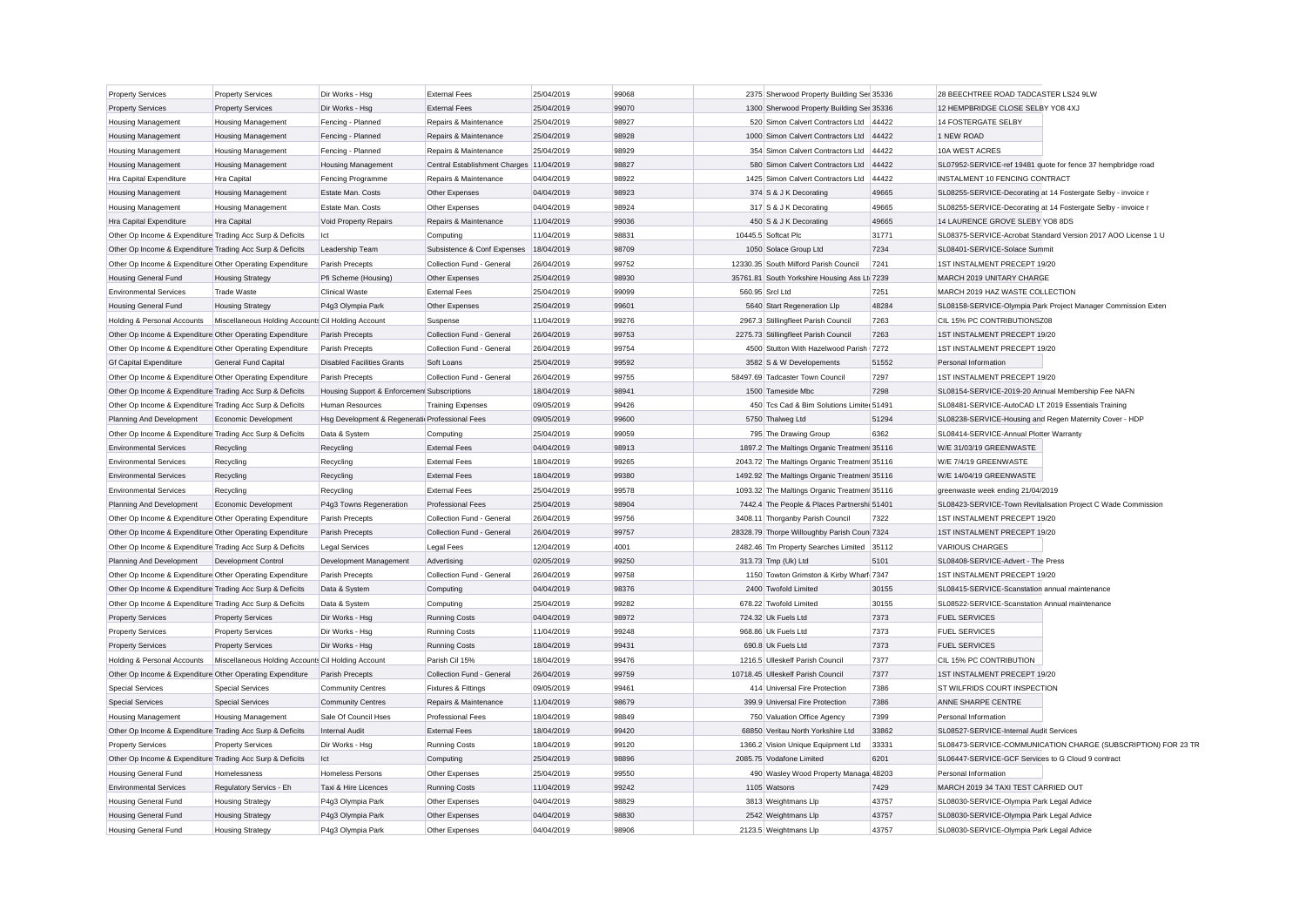| Property Services | Property Services | Dir Works - Hsg | External Fees | 25/04/2019 | 99068 | 2375 | Sherwood Property Building Ser | 35336 | 28 BEECHTREE ROAD TADCASTER LS24 9LW |
|---|---|---|---|---|---|---|---|---|---|
| Property Services | Property Services | Dir Works - Hsg | External Fees | 25/04/2019 | 99070 | 1300 | Sherwood Property Building Ser | 35336 | 12 HEMPBRIDGE CLOSE SELBY YO8 4XJ |
| Housing Management | Housing Management | Fencing - Planned | Repairs & Maintenance | 25/04/2019 | 98927 | 520 | Simon Calvert Contractors Ltd | 44422 | 14 FOSTERGATE SELBY |
| Housing Management | Housing Management | Fencing - Planned | Repairs & Maintenance | 25/04/2019 | 98928 | 1000 | Simon Calvert Contractors Ltd | 44422 | 1 NEW ROAD |
| Housing Management | Housing Management | Fencing - Planned | Repairs & Maintenance | 25/04/2019 | 98929 | 354 | Simon Calvert Contractors Ltd | 44422 | 10A WEST ACRES |
| Housing Management | Housing Management | Housing Management | Central Establishment Charges | 11/04/2019 | 98827 | 580 | Simon Calvert Contractors Ltd | 44422 | SL07952-SERVICE-ref 19481 quote for fence 37 hempbridge road |
| Hra Capital Expenditure | Hra Capital | Fencing Programme | Repairs & Maintenance | 04/04/2019 | 98922 | 1425 | Simon Calvert Contractors Ltd | 44422 | INSTALMENT 10 FENCING CONTRACT |
| Housing Management | Housing Management | Estate Man. Costs | Other Expenses | 04/04/2019 | 98923 | 374 | S & J K Decorating | 49665 | SL08255-SERVICE-Decorating at 14 Fostergate Selby - invoice r |
| Housing Management | Housing Management | Estate Man. Costs | Other Expenses | 04/04/2019 | 98924 | 317 | S & J K Decorating | 49665 | SL08255-SERVICE-Decorating at 14 Fostergate Selby - invoice r |
| Hra Capital Expenditure | Hra Capital | Void Property Repairs | Repairs & Maintenance | 11/04/2019 | 99036 | 450 | S & J K Decorating | 49665 | 14 LAURENCE GROVE SLEBY YO8 8DS |
| Other Op Income & Expenditure | Trading Acc Surp & Deficits | Ict | Computing | 11/04/2019 | 98831 | 10445.5 | Softcat Plc | 31771 | SL08375-SERVICE-Acrobat Standard Version 2017 AOO License 1 U |
| Other Op Income & Expenditure | Trading Acc Surp & Deficits | Leadership Team | Subsistence & Conf Expenses | 18/04/2019 | 98709 | 1050 | Solace Group Ltd | 7234 | SL08401-SERVICE-Solace Summit |
| Other Op Income & Expenditure | Other Operating Expenditure | Parish Precepts | Collection Fund - General | 26/04/2019 | 99752 | 12330.35 | South Milford Parish Council | 7241 | 1ST INSTALMENT PRECEPT 19/20 |
| Housing General Fund | Housing Strategy | Pfi Scheme (Housing) | Other Expenses | 25/04/2019 | 98930 | 35761.81 | South Yorkshire Housing Ass Lt | 7239 | MARCH 2019 UNITARY CHARGE |
| Environmental Services | Trade Waste | Clinical Waste | External Fees | 25/04/2019 | 99099 | 560.95 | Srcl Ltd | 7251 | MARCH 2019 HAZ WASTE COLLECTION |
| Housing General Fund | Housing Strategy | P4g3 Olympia Park | Other Expenses | 25/04/2019 | 99601 | 5640 | Start Regeneration Llp | 48284 | SL08158-SERVICE-Olympia Park Project Manager Commission Exten |
| Holding & Personal Accounts | Miscellaneous Holding Accounts | Cil Holding Account | Suspense | 11/04/2019 | 99276 | 2967.3 | Stillingfleet Parish Council | 7263 | CIL 15% PC CONTRIBUTIONSZ08 |
| Other Op Income & Expenditure | Other Operating Expenditure | Parish Precepts | Collection Fund - General | 26/04/2019 | 99753 | 2275.73 | Stillingfleet Parish Council | 7263 | 1ST INSTALMENT PRECEPT 19/20 |
| Other Op Income & Expenditure | Other Operating Expenditure | Parish Precepts | Collection Fund - General | 26/04/2019 | 99754 | 4500 | Stutton With Hazelwood Parish | 7272 | 1ST INSTALMENT PRECEPT 19/20 |
| Gf Capital Expenditure | General Fund Capital | Disabled Facilities Grants | Soft Loans | 25/04/2019 | 99592 | 3582 | S & W Developements | 51552 | Personal Information |
| Other Op Income & Expenditure | Other Operating Expenditure | Parish Precepts | Collection Fund - General | 26/04/2019 | 99755 | 58497.69 | Tadcaster Town Council | 7297 | 1ST INSTALMENT PRECEPT 19/20 |
| Other Op Income & Expenditure | Trading Acc Surp & Deficits | Housing Support & Enforcement | Subscriptions | 18/04/2019 | 98941 | 1500 | Tameside Mbc | 7298 | SL08154-SERVICE-2019-20 Annual Membership Fee NAFN |
| Other Op Income & Expenditure | Trading Acc Surp & Deficits | Human Resources | Training Expenses | 09/05/2019 | 99426 | 450 | Tcs Cad & Bim Solutions Limited | 51491 | SL08481-SERVICE-AutoCAD LT 2019 Essentials Training |
| Planning And Development | Economic Development | Hsg Development & Regeneration | Professional Fees | 09/05/2019 | 99600 | 5750 | Thalweg Ltd | 51294 | SL08238-SERVICE-Housing and Regen Maternity Cover - HDP |
| Other Op Income & Expenditure | Trading Acc Surp & Deficits | Data & System | Computing | 25/04/2019 | 99059 | 795 | The Drawing Group | 6362 | SL08414-SERVICE-Annual Plotter Warranty |
| Environmental Services | Recycling | Recycling | External Fees | 04/04/2019 | 98913 | 1897.2 | The Maltings Organic Treatment | 35116 | W/E 31/03/19 GREENWASTE |
| Environmental Services | Recycling | Recycling | External Fees | 18/04/2019 | 99265 | 2043.72 | The Maltings Organic Treatment | 35116 | W/E 7/4/19 GREENWASTE |
| Environmental Services | Recycling | Recycling | External Fees | 18/04/2019 | 99380 | 1492.92 | The Maltings Organic Treatment | 35116 | W/E 14/04/19 GREENWASTE |
| Environmental Services | Recycling | Recycling | External Fees | 25/04/2019 | 99578 | 1093.32 | The Maltings Organic Treatment | 35116 | greenwaste week ending 21/04/2019 |
| Planning And Development | Economic Development | P4g3 Towns Regeneration | Professional Fees | 25/04/2019 | 98904 | 7442.4 | The People & Places Partnership | 51401 | SL08423-SERVICE-Town Revitalisation Project C Wade Commission |
| Other Op Income & Expenditure | Other Operating Expenditure | Parish Precepts | Collection Fund - General | 26/04/2019 | 99756 | 3408.11 | Thorganby Parish Council | 7322 | 1ST INSTALMENT PRECEPT 19/20 |
| Other Op Income & Expenditure | Other Operating Expenditure | Parish Precepts | Collection Fund - General | 26/04/2019 | 99757 | 28328.79 | Thorpe Willoughby Parish Coun | 7324 | 1ST INSTALMENT PRECEPT 19/20 |
| Other Op Income & Expenditure | Trading Acc Surp & Deficits | Legal Services | Legal Fees | 12/04/2019 | 4001 | 2482.46 | Tm Property Searches Limited | 35112 | VARIOUS CHARGES |
| Planning And Development | Development Control | Development Management | Advertising | 02/05/2019 | 99250 | 313.73 | Tmp (Uk) Ltd | 5101 | SL08408-SERVICE-Advert - The Press |
| Other Op Income & Expenditure | Other Operating Expenditure | Parish Precepts | Collection Fund - General | 26/04/2019 | 99758 | 1150 | Towton Grimston & Kirby Wharf | 7347 | 1ST INSTALMENT PRECEPT 19/20 |
| Other Op Income & Expenditure | Trading Acc Surp & Deficits | Data & System | Computing | 04/04/2019 | 98376 | 2400 | Twofold Limited | 30155 | SL08415-SERVICE-Scanstation annual maintenance |
| Other Op Income & Expenditure | Trading Acc Surp & Deficits | Data & System | Computing | 25/04/2019 | 99282 | 678.22 | Twofold Limited | 30155 | SL08522-SERVICE-Scanstation Annual maintenance |
| Property Services | Property Services | Dir Works - Hsg | Running Costs | 04/04/2019 | 98972 | 724.32 | Uk Fuels Ltd | 7373 | FUEL SERVICES |
| Property Services | Property Services | Dir Works - Hsg | Running Costs | 11/04/2019 | 99248 | 968.86 | Uk Fuels Ltd | 7373 | FUEL SERVICES |
| Property Services | Property Services | Dir Works - Hsg | Running Costs | 18/04/2019 | 99431 | 690.8 | Uk Fuels Ltd | 7373 | FUEL SERVICES |
| Holding & Personal Accounts | Miscellaneous Holding Accounts | Cil Holding Account | Parish Cil 15% | 18/04/2019 | 99476 | 1216.5 | Ulleskelf Parish Council | 7377 | CIL 15% PC CONTRIBUTION |
| Other Op Income & Expenditure | Other Operating Expenditure | Parish Precepts | Collection Fund - General | 26/04/2019 | 99759 | 10718.45 | Ulleskelf Parish Council | 7377 | 1ST INSTALMENT PRECEPT 19/20 |
| Special Services | Special Services | Community Centres | Fixtures & Fittings | 09/05/2019 | 99461 | 414 | Universal Fire Protection | 7386 | ST WILFRIDS COURT INSPECTION |
| Special Services | Special Services | Community Centres | Repairs & Maintenance | 11/04/2019 | 98679 | 399.9 | Universal Fire Protection | 7386 | ANNE SHARPE CENTRE |
| Housing Management | Housing Management | Sale Of Council Hses | Professional Fees | 18/04/2019 | 98849 | 750 | Valuation Office Agency | 7399 | Personal Information |
| Other Op Income & Expenditure | Trading Acc Surp & Deficits | Internal Audit | External Fees | 18/04/2019 | 99420 | 68850 | Veritau North Yorkshire Ltd | 33862 | SL08527-SERVICE-Internal Audit Services |
| Property Services | Property Services | Dir Works - Hsg | Running Costs | 18/04/2019 | 99120 | 1366.2 | Vision Unique Equipment Ltd | 33331 | SL08473-SERVICE-COMMUNICATION CHARGE (SUBSCRIPTION) FOR 23 TR |
| Other Op Income & Expenditure | Trading Acc Surp & Deficits | Ict | Computing | 25/04/2019 | 98896 | 2085.75 | Vodafone Limited | 6201 | SL06447-SERVICE-GCF Services to G Cloud 9 contract |
| Housing General Fund | Homelessness | Homeless Persons | Other Expenses | 25/04/2019 | 99550 | 490 | Wasley Wood Property Manage | 48203 | Personal Information |
| Environmental Services | Regulatory Servics - Eh | Taxi & Hire Licences | Running Costs | 11/04/2019 | 99242 | 1105 | Watsons | 7429 | MARCH 2019 34 TAXI TEST CARRIED OUT |
| Housing General Fund | Housing Strategy | P4g3 Olympia Park | Other Expenses | 04/04/2019 | 98829 | 3813 | Weightmans Llp | 43757 | SL08030-SERVICE-Olympia Park Legal Advice |
| Housing General Fund | Housing Strategy | P4g3 Olympia Park | Other Expenses | 04/04/2019 | 98830 | 2542 | Weightmans Llp | 43757 | SL08030-SERVICE-Olympia Park Legal Advice |
| Housing General Fund | Housing Strategy | P4g3 Olympia Park | Other Expenses | 04/04/2019 | 98906 | 2123.5 | Weightmans Llp | 43757 | SL08030-SERVICE-Olympia Park Legal Advice |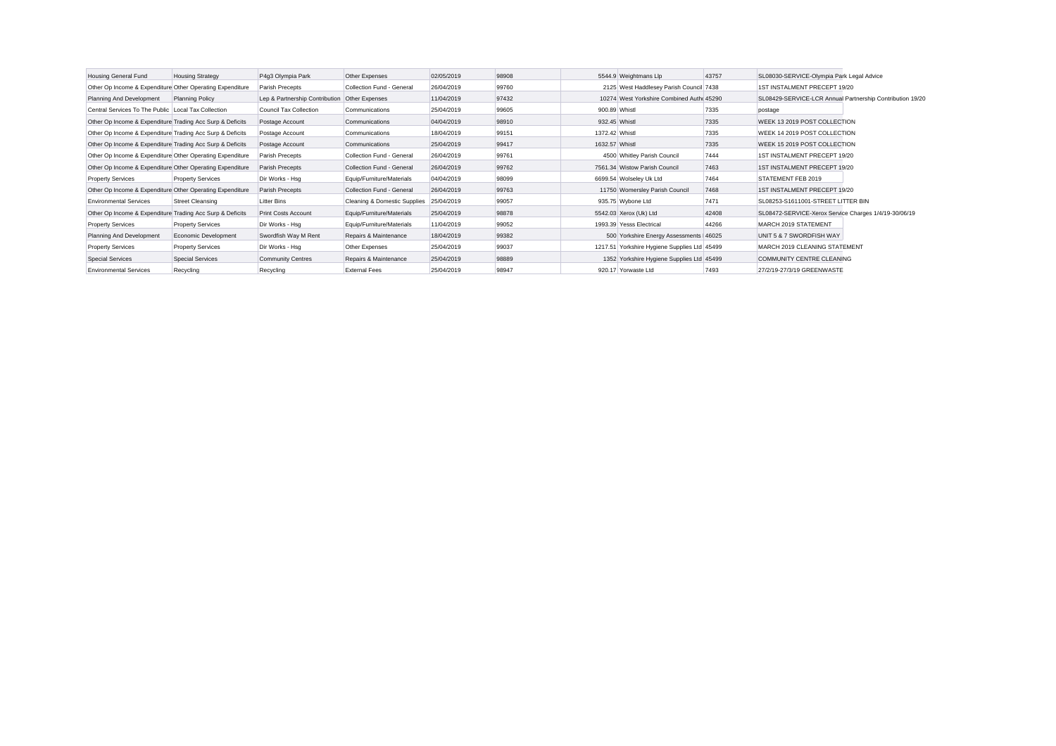| | | | | | | | | | |
|---|---|---|---|---|---|---|---|---|---|
| Housing General Fund | Housing Strategy | P4g3 Olympia Park | Other Expenses | 02/05/2019 | 98908 | 5544.9 | Weightmans Llp | 43757 | SL08030-SERVICE-Olympia Park Legal Advice |
| Other Op Income & Expenditure | Other Operating Expenditure | Parish Precepts | Collection Fund - General | 26/04/2019 | 99760 | 2125 | West Haddlesey Parish Council | 7438 | 1ST INSTALMENT PRECEPT 19/20 |
| Planning And Development | Planning Policy | Lep & Partnership Contribution | Other Expenses | 11/04/2019 | 97432 | 10274 | West Yorkshire Combined Autho | 45290 | SL08429-SERVICE-LCR Annual Partnership Contribution 19/20 |
| Central Services To The Public | Local Tax Collection | Council Tax Collection | Communications | 25/04/2019 | 99605 | 900.89 | Whistl | 7335 | postage |
| Other Op Income & Expenditure | Trading Acc Surp & Deficits | Postage Account | Communications | 04/04/2019 | 98910 | 932.45 | Whistl | 7335 | WEEK 13 2019 POST COLLECTION |
| Other Op Income & Expenditure | Trading Acc Surp & Deficits | Postage Account | Communications | 18/04/2019 | 99151 | 1372.42 | Whistl | 7335 | WEEK 14 2019 POST COLLECTION |
| Other Op Income & Expenditure | Trading Acc Surp & Deficits | Postage Account | Communications | 25/04/2019 | 99417 | 1632.57 | Whistl | 7335 | WEEK 15 2019 POST COLLECTION |
| Other Op Income & Expenditure | Other Operating Expenditure | Parish Precepts | Collection Fund - General | 26/04/2019 | 99761 | 4500 | Whitley Parish Council | 7444 | 1ST INSTALMENT PRECEPT 19/20 |
| Other Op Income & Expenditure | Other Operating Expenditure | Parish Precepts | Collection Fund - General | 26/04/2019 | 99762 | 7561.34 | Wistow Parish Council | 7463 | 1ST INSTALMENT PRECEPT 19/20 |
| Property Services | Property Services | Dir Works - Hsg | Equip/Furniture/Materials | 04/04/2019 | 98099 | 6699.54 | Wolseley Uk Ltd | 7464 | STATEMENT FEB 2019 |
| Other Op Income & Expenditure | Other Operating Expenditure | Parish Precepts | Collection Fund - General | 26/04/2019 | 99763 | 11750 | Womersley Parish Council | 7468 | 1ST INSTALMENT PRECEPT 19/20 |
| Environmental Services | Street Cleansing | Litter Bins | Cleaning & Domestic Supplies | 25/04/2019 | 99057 | 935.75 | Wybone Ltd | 7471 | SL08253-S1611001-STREET LITTER BIN |
| Other Op Income & Expenditure | Trading Acc Surp & Deficits | Print Costs Account | Equip/Furniture/Materials | 25/04/2019 | 98878 | 5542.03 | Xerox (Uk) Ltd | 42408 | SL08472-SERVICE-Xerox Service Charges 1/4/19-30/06/19 |
| Property Services | Property Services | Dir Works - Hsg | Equip/Furniture/Materials | 11/04/2019 | 99052 | 1993.39 | Yesss Electrical | 44266 | MARCH 2019 STATEMENT |
| Planning And Development | Economic Development | Swordfish Way M Rent | Repairs & Maintenance | 18/04/2019 | 99382 | 500 | Yorkshire Energy Assessments | 46025 | UNIT 5 & 7 SWORDFISH WAY |
| Property Services | Property Services | Dir Works - Hsg | Other Expenses | 25/04/2019 | 99037 | 1217.51 | Yorkshire Hygiene Supplies Ltd | 45499 | MARCH 2019 CLEANING STATEMENT |
| Special Services | Special Services | Community Centres | Repairs & Maintenance | 25/04/2019 | 98889 | 1352 | Yorkshire Hygiene Supplies Ltd | 45499 | COMMUNITY CENTRE CLEANING |
| Environmental Services | Recycling | Recycling | External Fees | 25/04/2019 | 98947 | 920.17 | Yorwaste Ltd | 7493 | 27/2/19-27/3/19 GREENWASTE |